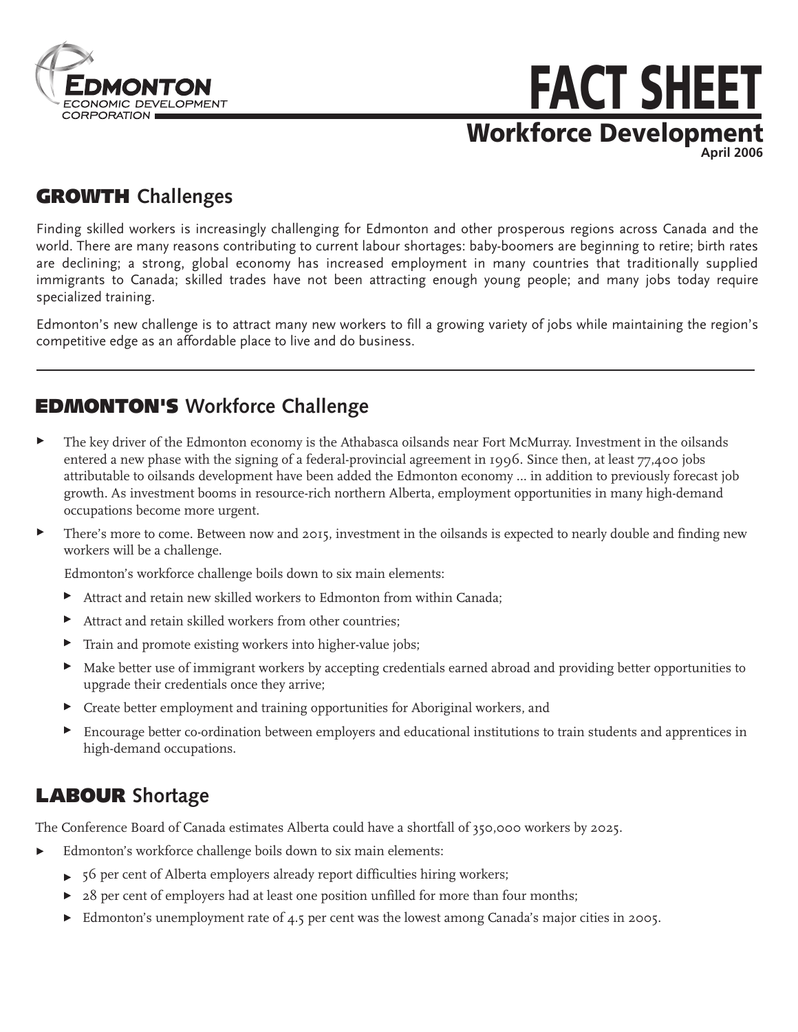Edmonton Economic Development Corporation

# FACT SHEET

## Workforce Development

**April 2006**

## GROWTH Challenges

Finding skilled workers is increasingly challenging for Edmonton and other prosperous regions across Canada and the world. There are many reasons contributing to current labour shortages: baby-boomers are beginning to retire; birth rates are declining; a strong, global economy has increased employment in many countries that traditionally supplied immigrants to Canada; skilled trades have not been attracting enough young people; and many jobs today require specialized training.

Edmonton's new challenge is to attract many new workers to fill a growing variety of jobs while maintaining the region's competitive edge as an affordable place to live and do business.

---

## EDMONTON'S Workforce Challenge

- The key driver of the Edmonton economy is the Athabasca oilsands near Fort McMurray. Investment in the oilsands entered a new phase with the signing of a federal-provincial agreement in 1996. Since then, at least 77,400 jobs attributable to oilsands development have been added the Edmonton economy ... in addition to previously forecast job growth. As investment booms in resource-rich northern Alberta, employment opportunities in many high-demand occupations become more urgent.
- There's more to come. Between now and 2015, investment in the oilsands is expected to nearly double and finding new workers will be a challenge.

  Edmonton's workforce challenge boils down to six main elements:

  - Attract and retain new skilled workers to Edmonton from within Canada;
  - Attract and retain skilled workers from other countries;
  - Train and promote existing workers into higher-value jobs;
  - Make better use of immigrant workers by accepting credentials earned abroad and providing better opportunities to upgrade their credentials once they arrive;
  - Create better employment and training opportunities for Aboriginal workers, and
  - Encourage better co-ordination between employers and educational institutions to train students and apprentices in high-demand occupations.

## LABOUR Shortage

The Conference Board of Canada estimates Alberta could have a shortfall of 350,000 workers by 2025.

- Edmonton's workforce challenge boils down to six main elements:
  - 56 per cent of Alberta employers already report difficulties hiring workers;
  - 28 per cent of employers had at least one position unfilled for more than four months;
  - Edmonton's unemployment rate of 4.5 per cent was the lowest among Canada's major cities in 2005.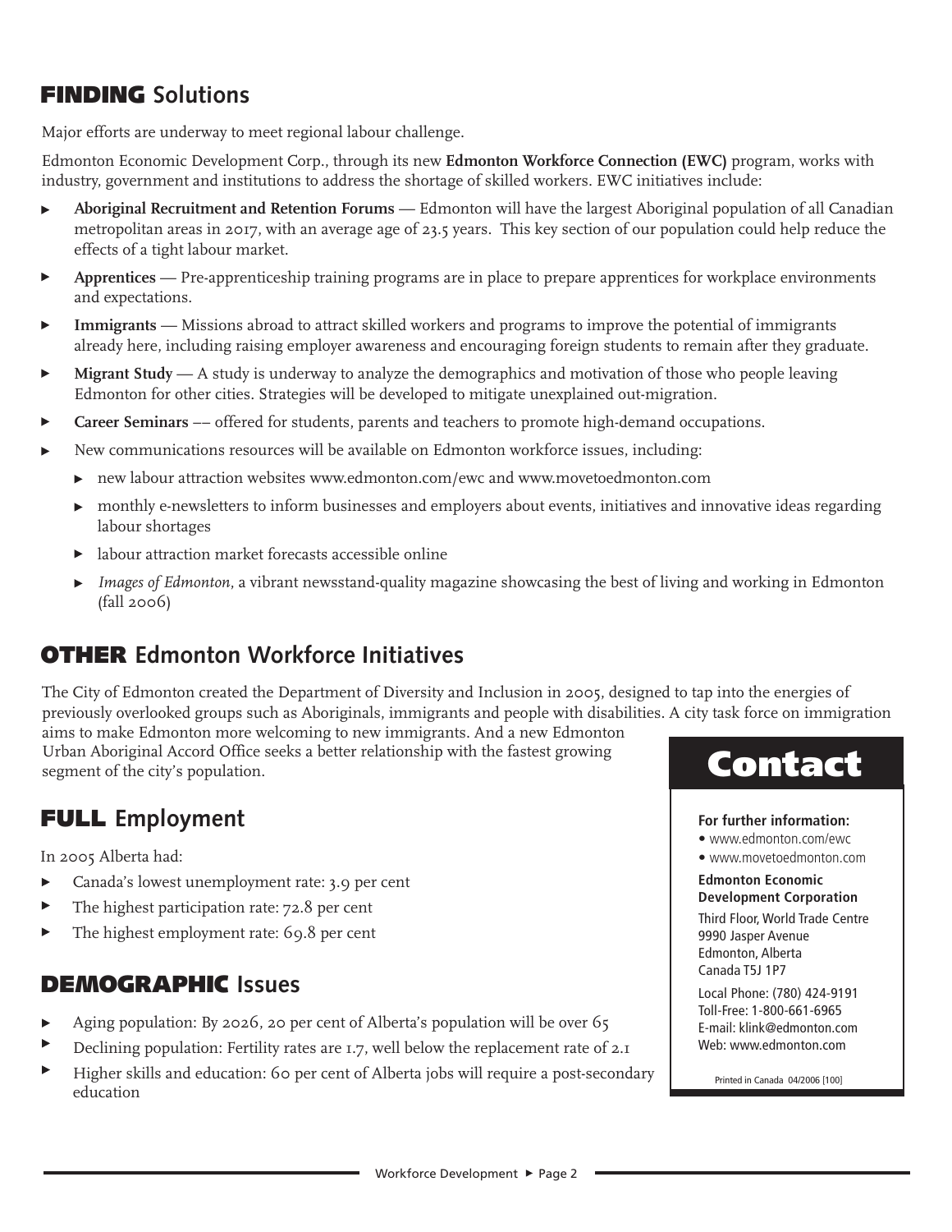## FINDING Solutions

Major efforts are underway to meet regional labour challenge.

Edmonton Economic Development Corp., through its new **Edmonton Workforce Connection (EWC)** program, works with industry, government and institutions to address the shortage of skilled workers. EWC initiatives include:

- **Aboriginal Recruitment and Retention Forums** — Edmonton will have the largest Aboriginal population of all Canadian metropolitan areas in 2017, with an average age of 23.5 years. This key section of our population could help reduce the effects of a tight labour market.
- **Apprentices** — Pre-apprenticeship training programs are in place to prepare apprentices for workplace environments and expectations.
- **Immigrants** — Missions abroad to attract skilled workers and programs to improve the potential of immigrants already here, including raising employer awareness and encouraging foreign students to remain after they graduate.
- **Migrant Study** — A study is underway to analyze the demographics and motivation of those who people leaving Edmonton for other cities. Strategies will be developed to mitigate unexplained out-migration.
- **Career Seminars** –– offered for students, parents and teachers to promote high-demand occupations.
- New communications resources will be available on Edmonton workforce issues, including:
  - new labour attraction websites www.edmonton.com/ewc and www.movetoedmonton.com
  - monthly e-newsletters to inform businesses and employers about events, initiatives and innovative ideas regarding labour shortages
  - labour attraction market forecasts accessible online
  - *Images of Edmonton*, a vibrant newsstand-quality magazine showcasing the best of living and working in Edmonton (fall 2006)

## OTHER Edmonton Workforce Initiatives

The City of Edmonton created the Department of Diversity and Inclusion in 2005, designed to tap into the energies of previously overlooked groups such as Aboriginals, immigrants and people with disabilities. A city task force on immigration aims to make Edmonton more welcoming to new immigrants. And a new Edmonton Urban Aboriginal Accord Office seeks a better relationship with the fastest growing segment of the city's population.

## FULL Employment

In 2005 Alberta had:

- Canada's lowest unemployment rate: 3.9 per cent
- The highest participation rate: 72.8 per cent
- The highest employment rate: 69.8 per cent

## DEMOGRAPHIC Issues

- Aging population: By 2026, 20 per cent of Alberta's population will be over 65
- Declining population: Fertility rates are 1.7, well below the replacement rate of 2.1
- Higher skills and education: 60 per cent of Alberta jobs will require a post-secondary education

## Contact

**For further information:**

- www.edmonton.com/ewc
- www.movetoedmonton.com

**Edmonton Economic Development Corporation**

Third Floor, World Trade Centre
9990 Jasper Avenue
Edmonton, Alberta
Canada T5J 1P7

Local Phone: (780) 424-9191
Toll-Free: 1-800-661-6965
E-mail: klink@edmonton.com
Web: www.edmonton.com

Printed in Canada 04/2006 [100]